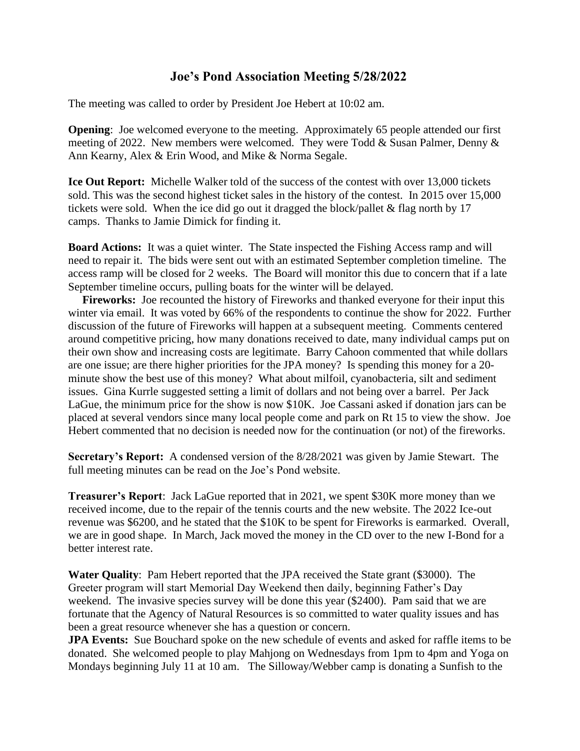# Joe's Pond Association Meeting 5/28/2022

The meeting was called to order by President Joe Hebert at 10:02 am.

**Opening**: Joe welcomed everyone to the meeting. Approximately 65 people attended our first meeting of 2022. New members were welcomed. They were Todd & Susan Palmer, Denny & Ann Kearny, Alex & Erin Wood, and Mike & Norma Segale.

**Ice Out Report:** Michelle Walker told of the success of the contest with over 13,000 tickets sold. This was the second highest ticket sales in the history of the contest. In 2015 over 15,000 tickets were sold. When the ice did go out it dragged the block/pallet & flag north by 17 camps. Thanks to Jamie Dimick for finding it.

**Board Actions:** It was a quiet winter. The State inspected the Fishing Access ramp and will need to repair it. The bids were sent out with an estimated September completion timeline. The access ramp will be closed for 2 weeks. The Board will monitor this due to concern that if a late September timeline occurs, pulling boats for the winter will be delayed.

**Fireworks:** Joe recounted the history of Fireworks and thanked everyone for their input this winter via email. It was voted by 66% of the respondents to continue the show for 2022. Further discussion of the future of Fireworks will happen at a subsequent meeting. Comments centered around competitive pricing, how many donations received to date, many individual camps put on their own show and increasing costs are legitimate. Barry Cahoon commented that while dollars are one issue; are there higher priorities for the JPA money? Is spending this money for a 20-minute show the best use of this money? What about milfoil, cyanobacteria, silt and sediment issues. Gina Kurrle suggested setting a limit of dollars and not being over a barrel. Per Jack LaGue, the minimum price for the show is now $10K. Joe Cassani asked if donation jars can be placed at several vendors since many local people come and park on Rt 15 to view the show. Joe Hebert commented that no decision is needed now for the continuation (or not) of the fireworks.

**Secretary's Report:** A condensed version of the 8/28/2021 was given by Jamie Stewart. The full meeting minutes can be read on the Joe's Pond website.

**Treasurer's Report**: Jack LaGue reported that in 2021, we spent $30K more money than we received income, due to the repair of the tennis courts and the new website. The 2022 Ice-out revenue was $6200, and he stated that the $10K to be spent for Fireworks is earmarked. Overall, we are in good shape. In March, Jack moved the money in the CD over to the new I-Bond for a better interest rate.

**Water Quality**: Pam Hebert reported that the JPA received the State grant ($3000). The Greeter program will start Memorial Day Weekend then daily, beginning Father's Day weekend. The invasive species survey will be done this year ($2400). Pam said that we are fortunate that the Agency of Natural Resources is so committed to water quality issues and has been a great resource whenever she has a question or concern.

**JPA Events:** Sue Bouchard spoke on the new schedule of events and asked for raffle items to be donated. She welcomed people to play Mahjong on Wednesdays from 1pm to 4pm and Yoga on Mondays beginning July 11 at 10 am. The Silloway/Webber camp is donating a Sunfish to the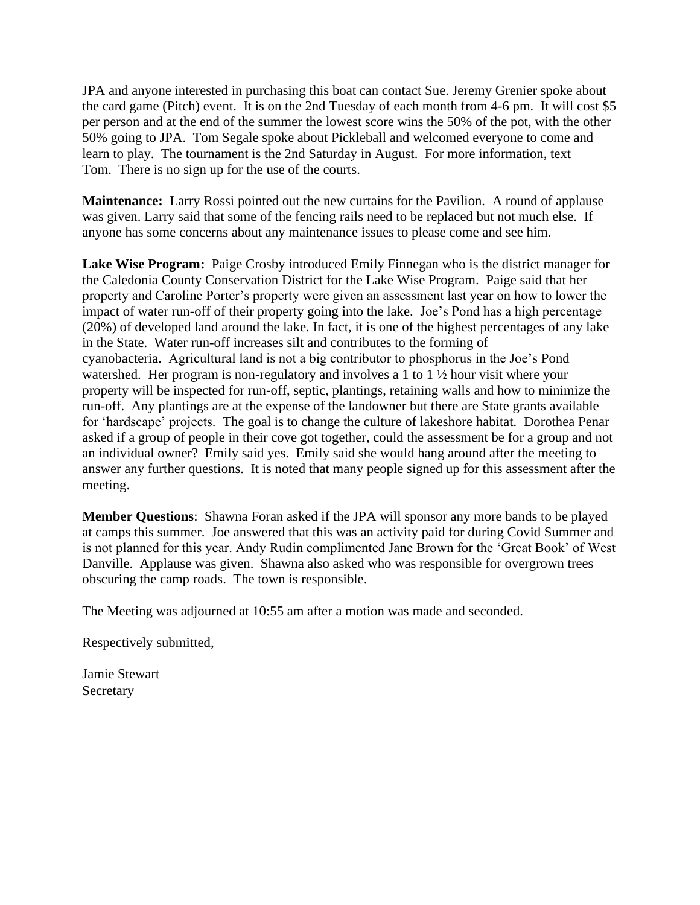JPA and anyone interested in purchasing this boat can contact Sue. Jeremy Grenier spoke about the card game (Pitch) event. It is on the 2nd Tuesday of each month from 4-6 pm. It will cost $5 per person and at the end of the summer the lowest score wins the 50% of the pot, with the other 50% going to JPA. Tom Segale spoke about Pickleball and welcomed everyone to come and learn to play. The tournament is the 2nd Saturday in August. For more information, text Tom. There is no sign up for the use of the courts.

**Maintenance:** Larry Rossi pointed out the new curtains for the Pavilion. A round of applause was given. Larry said that some of the fencing rails need to be replaced but not much else. If anyone has some concerns about any maintenance issues to please come and see him.

**Lake Wise Program:** Paige Crosby introduced Emily Finnegan who is the district manager for the Caledonia County Conservation District for the Lake Wise Program. Paige said that her property and Caroline Porter's property were given an assessment last year on how to lower the impact of water run-off of their property going into the lake. Joe's Pond has a high percentage (20%) of developed land around the lake. In fact, it is one of the highest percentages of any lake in the State. Water run-off increases silt and contributes to the forming of cyanobacteria. Agricultural land is not a big contributor to phosphorus in the Joe's Pond watershed. Her program is non-regulatory and involves a 1 to 1 ½ hour visit where your property will be inspected for run-off, septic, plantings, retaining walls and how to minimize the run-off. Any plantings are at the expense of the landowner but there are State grants available for 'hardscape' projects. The goal is to change the culture of lakeshore habitat. Dorothea Penar asked if a group of people in their cove got together, could the assessment be for a group and not an individual owner? Emily said yes. Emily said she would hang around after the meeting to answer any further questions. It is noted that many people signed up for this assessment after the meeting.

**Member Questions**: Shawna Foran asked if the JPA will sponsor any more bands to be played at camps this summer. Joe answered that this was an activity paid for during Covid Summer and is not planned for this year. Andy Rudin complimented Jane Brown for the 'Great Book' of West Danville. Applause was given. Shawna also asked who was responsible for overgrown trees obscuring the camp roads. The town is responsible.

The Meeting was adjourned at 10:55 am after a motion was made and seconded.

Respectively submitted,

Jamie Stewart  
Secretary